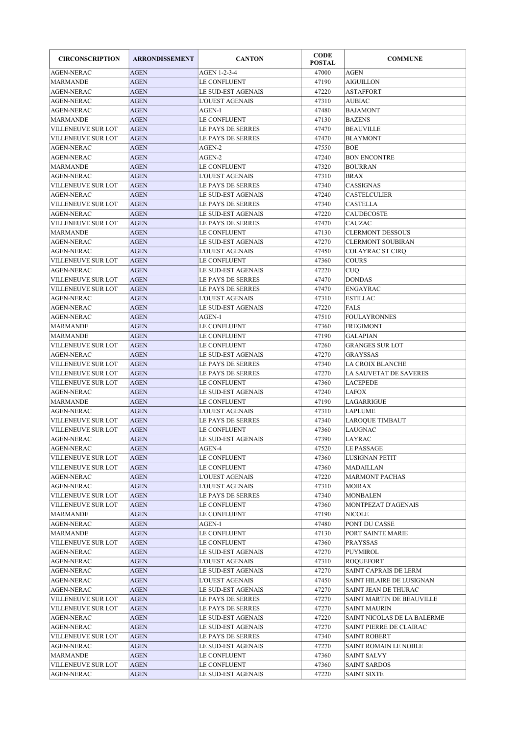| CIRCONSCRIPTION | ARRONDISSEMENT | CANTON | CODE POSTAL | COMMUNE |
|---|---|---|---|---|
| AGEN-NERAC | AGEN | AGEN 1-2-3-4 | 47000 | AGEN |
| MARMANDE | AGEN | LE CONFLUENT | 47190 | AIGUILLON |
| AGEN-NERAC | AGEN | LE SUD-EST AGENAIS | 47220 | ASTAFFORT |
| AGEN-NERAC | AGEN | L'OUEST AGENAIS | 47310 | AUBIAC |
| AGEN-NERAC | AGEN | AGEN-1 | 47480 | BAJAMONT |
| MARMANDE | AGEN | LE CONFLUENT | 47130 | BAZENS |
| VILLENEUVE SUR LOT | AGEN | LE PAYS DE SERRES | 47470 | BEAUVILLE |
| VILLENEUVE SUR LOT | AGEN | LE PAYS DE SERRES | 47470 | BLAYMONT |
| AGEN-NERAC | AGEN | AGEN-2 | 47550 | BOE |
| AGEN-NERAC | AGEN | AGEN-2 | 47240 | BON ENCONTRE |
| MARMANDE | AGEN | LE CONFLUENT | 47320 | BOURRAN |
| AGEN-NERAC | AGEN | L'OUEST AGENAIS | 47310 | BRAX |
| VILLENEUVE SUR LOT | AGEN | LE PAYS DE SERRES | 47340 | CASSIGNAS |
| AGEN-NERAC | AGEN | LE SUD-EST AGENAIS | 47240 | CASTELCULIER |
| VILLENEUVE SUR LOT | AGEN | LE PAYS DE SERRES | 47340 | CASTELLA |
| AGEN-NERAC | AGEN | LE SUD-EST AGENAIS | 47220 | CAUDECOSTE |
| VILLENEUVE SUR LOT | AGEN | LE PAYS DE SERRES | 47470 | CAUZAC |
| MARMANDE | AGEN | LE CONFLUENT | 47130 | CLERMONT DESSOUS |
| AGEN-NERAC | AGEN | LE SUD-EST AGENAIS | 47270 | CLERMONT SOUBIRAN |
| AGEN-NERAC | AGEN | L'OUEST AGENAIS | 47450 | COLAYRAC ST CIRQ |
| VILLENEUVE SUR LOT | AGEN | LE CONFLUENT | 47360 | COURS |
| AGEN-NERAC | AGEN | LE SUD-EST AGENAIS | 47220 | CUQ |
| VILLENEUVE SUR LOT | AGEN | LE PAYS DE SERRES | 47470 | DONDAS |
| VILLENEUVE SUR LOT | AGEN | LE PAYS DE SERRES | 47470 | ENGAYRAC |
| AGEN-NERAC | AGEN | L'OUEST AGENAIS | 47310 | ESTILLAC |
| AGEN-NERAC | AGEN | LE SUD-EST AGENAIS | 47220 | FALS |
| AGEN-NERAC | AGEN | AGEN-1 | 47510 | FOULAYRONNES |
| MARMANDE | AGEN | LE CONFLUENT | 47360 | FREGIMONT |
| MARMANDE | AGEN | LE CONFLUENT | 47190 | GALAPIAN |
| VILLENEUVE SUR LOT | AGEN | LE CONFLUENT | 47260 | GRANGES SUR LOT |
| AGEN-NERAC | AGEN | LE SUD-EST AGENAIS | 47270 | GRAYSSAS |
| VILLENEUVE SUR LOT | AGEN | LE PAYS DE SERRES | 47340 | LA CROIX BLANCHE |
| VILLENEUVE SUR LOT | AGEN | LE PAYS DE SERRES | 47270 | LA SAUVETAT DE SAVERES |
| VILLENEUVE SUR LOT | AGEN | LE CONFLUENT | 47360 | LACEPEDE |
| AGEN-NERAC | AGEN | LE SUD-EST AGENAIS | 47240 | LAFOX |
| MARMANDE | AGEN | LE CONFLUENT | 47190 | LAGARRIGUE |
| AGEN-NERAC | AGEN | L'OUEST AGENAIS | 47310 | LAPLUME |
| VILLENEUVE SUR LOT | AGEN | LE PAYS DE SERRES | 47340 | LAROQUE TIMBAUT |
| VILLENEUVE SUR LOT | AGEN | LE CONFLUENT | 47360 | LAUGNAC |
| AGEN-NERAC | AGEN | LE SUD-EST AGENAIS | 47390 | LAYRAC |
| AGEN-NERAC | AGEN | AGEN-4 | 47520 | LE PASSAGE |
| VILLENEUVE SUR LOT | AGEN | LE CONFLUENT | 47360 | LUSIGNAN PETIT |
| VILLENEUVE SUR LOT | AGEN | LE CONFLUENT | 47360 | MADAILLAN |
| AGEN-NERAC | AGEN | L'OUEST AGENAIS | 47220 | MARMONT PACHAS |
| AGEN-NERAC | AGEN | L'OUEST AGENAIS | 47310 | MOIRAX |
| VILLENEUVE SUR LOT | AGEN | LE PAYS DE SERRES | 47340 | MONBALEN |
| VILLENEUVE SUR LOT | AGEN | LE CONFLUENT | 47360 | MONTPEZAT D'AGENAIS |
| MARMANDE | AGEN | LE CONFLUENT | 47190 | NICOLE |
| AGEN-NERAC | AGEN | AGEN-1 | 47480 | PONT DU CASSE |
| MARMANDE | AGEN | LE CONFLUENT | 47130 | PORT SAINTE MARIE |
| VILLENEUVE SUR LOT | AGEN | LE CONFLUENT | 47360 | PRAYSSAS |
| AGEN-NERAC | AGEN | LE SUD-EST AGENAIS | 47270 | PUYMIROL |
| AGEN-NERAC | AGEN | L'OUEST AGENAIS | 47310 | ROQUEFORT |
| AGEN-NERAC | AGEN | LE SUD-EST AGENAIS | 47270 | SAINT CAPRAIS DE LERM |
| AGEN-NERAC | AGEN | L'OUEST AGENAIS | 47450 | SAINT HILAIRE DE LUSIGNAN |
| AGEN-NERAC | AGEN | LE SUD-EST AGENAIS | 47270 | SAINT JEAN DE THURAC |
| VILLENEUVE SUR LOT | AGEN | LE PAYS DE SERRES | 47270 | SAINT MARTIN DE BEAUVILLE |
| VILLENEUVE SUR LOT | AGEN | LE PAYS DE SERRES | 47270 | SAINT MAURIN |
| AGEN-NERAC | AGEN | LE SUD-EST AGENAIS | 47220 | SAINT NICOLAS DE LA BALERME |
| AGEN-NERAC | AGEN | LE SUD-EST AGENAIS | 47270 | SAINT PIERRE DE CLAIRAC |
| VILLENEUVE SUR LOT | AGEN | LE PAYS DE SERRES | 47340 | SAINT ROBERT |
| AGEN-NERAC | AGEN | LE SUD-EST AGENAIS | 47270 | SAINT ROMAIN LE NOBLE |
| MARMANDE | AGEN | LE CONFLUENT | 47360 | SAINT SALVY |
| VILLENEUVE SUR LOT | AGEN | LE CONFLUENT | 47360 | SAINT SARDOS |
| AGEN-NERAC | AGEN | LE SUD-EST AGENAIS | 47220 | SAINT SIXTE |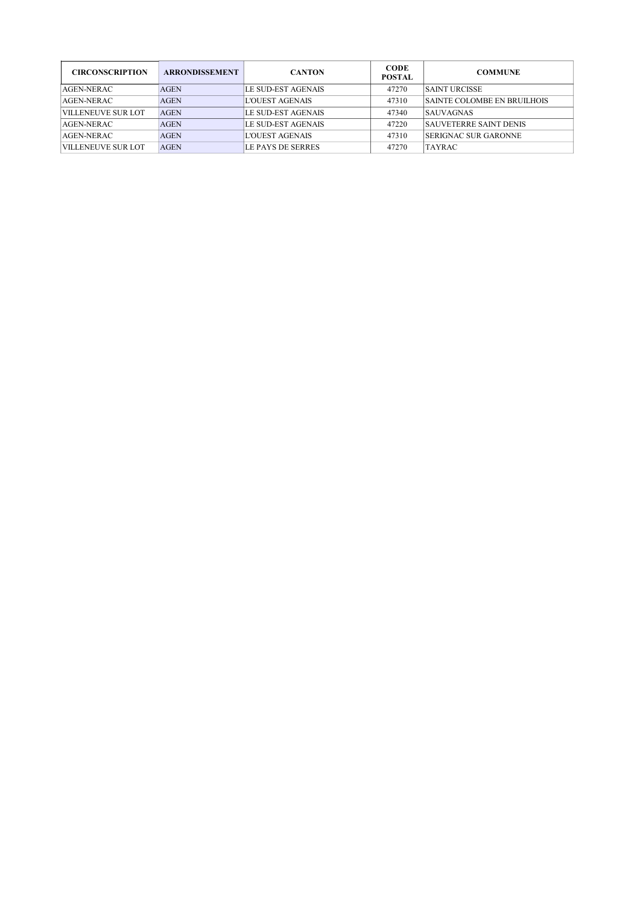| CIRCONSCRIPTION | ARRONDISSEMENT | CANTON | CODE POSTAL | COMMUNE |
| --- | --- | --- | --- | --- |
| AGEN-NERAC | AGEN | LE SUD-EST AGENAIS | 47270 | SAINT URCISSE |
| AGEN-NERAC | AGEN | L'OUEST AGENAIS | 47310 | SAINTE COLOMBE EN BRUILHOIS |
| VILLENEUVE SUR LOT | AGEN | LE SUD-EST AGENAIS | 47340 | SAUVAGNAS |
| AGEN-NERAC | AGEN | LE SUD-EST AGENAIS | 47220 | SAUVETERRE SAINT DENIS |
| AGEN-NERAC | AGEN | L'OUEST AGENAIS | 47310 | SERIGNAC SUR GARONNE |
| VILLENEUVE SUR LOT | AGEN | LE PAYS DE SERRES | 47270 | TAYRAC |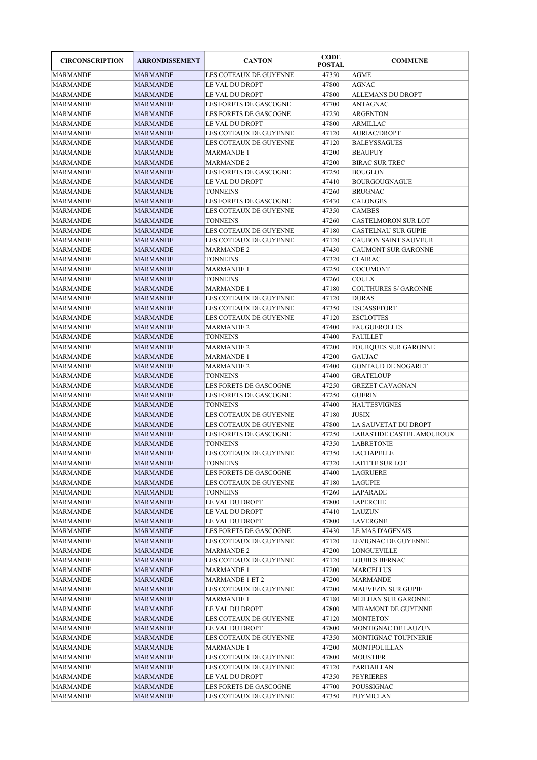| CIRCONSCRIPTION | ARRONDISSEMENT | CANTON | CODE POSTAL | COMMUNE |
|---|---|---|---|---|
| MARMANDE | MARMANDE | LES COTEAUX DE GUYENNE | 47350 | AGME |
| MARMANDE | MARMANDE | LE VAL DU DROPT | 47800 | AGNAC |
| MARMANDE | MARMANDE | LE VAL DU DROPT | 47800 | ALLEMANS DU DROPT |
| MARMANDE | MARMANDE | LES FORETS DE GASCOGNE | 47700 | ANTAGNAC |
| MARMANDE | MARMANDE | LES FORETS DE GASCOGNE | 47250 | ARGENTON |
| MARMANDE | MARMANDE | LE VAL DU DROPT | 47800 | ARMILLAC |
| MARMANDE | MARMANDE | LES COTEAUX DE GUYENNE | 47120 | AURIAC/DROPT |
| MARMANDE | MARMANDE | LES COTEAUX DE GUYENNE | 47120 | BALEYSSAGUES |
| MARMANDE | MARMANDE | MARMANDE 1 | 47200 | BEAUPUY |
| MARMANDE | MARMANDE | MARMANDE 2 | 47200 | BIRAC SUR TREC |
| MARMANDE | MARMANDE | LES FORETS DE GASCOGNE | 47250 | BOUGLON |
| MARMANDE | MARMANDE | LE VAL DU DROPT | 47410 | BOURGOUGNAGUE |
| MARMANDE | MARMANDE | TONNEINS | 47260 | BRUGNAC |
| MARMANDE | MARMANDE | LES FORETS DE GASCOGNE | 47430 | CALONGES |
| MARMANDE | MARMANDE | LES COTEAUX DE GUYENNE | 47350 | CAMBES |
| MARMANDE | MARMANDE | TONNEINS | 47260 | CASTELMORON SUR LOT |
| MARMANDE | MARMANDE | LES COTEAUX DE GUYENNE | 47180 | CASTELNAU SUR GUPIE |
| MARMANDE | MARMANDE | LES COTEAUX DE GUYENNE | 47120 | CAUBON SAINT SAUVEUR |
| MARMANDE | MARMANDE | MARMANDE 2 | 47430 | CAUMONT SUR GARONNE |
| MARMANDE | MARMANDE | TONNEINS | 47320 | CLAIRAC |
| MARMANDE | MARMANDE | MARMANDE 1 | 47250 | COCUMONT |
| MARMANDE | MARMANDE | TONNEINS | 47260 | COULX |
| MARMANDE | MARMANDE | MARMANDE 1 | 47180 | COUTHURES S/ GARONNE |
| MARMANDE | MARMANDE | LES COTEAUX DE GUYENNE | 47120 | DURAS |
| MARMANDE | MARMANDE | LES COTEAUX DE GUYENNE | 47350 | ESCASSEFORT |
| MARMANDE | MARMANDE | LES COTEAUX DE GUYENNE | 47120 | ESCLOTTES |
| MARMANDE | MARMANDE | MARMANDE 2 | 47400 | FAUGUEROLLES |
| MARMANDE | MARMANDE | TONNEINS | 47400 | FAUILLET |
| MARMANDE | MARMANDE | MARMANDE 2 | 47200 | FOURQUES SUR GARONNE |
| MARMANDE | MARMANDE | MARMANDE 1 | 47200 | GAUJAC |
| MARMANDE | MARMANDE | MARMANDE 2 | 47400 | GONTAUD DE NOGARET |
| MARMANDE | MARMANDE | TONNEINS | 47400 | GRATELOUP |
| MARMANDE | MARMANDE | LES FORETS DE GASCOGNE | 47250 | GREZET CAVAGNAN |
| MARMANDE | MARMANDE | LES FORETS DE GASCOGNE | 47250 | GUERIN |
| MARMANDE | MARMANDE | TONNEINS | 47400 | HAUTESVIGNES |
| MARMANDE | MARMANDE | LES COTEAUX DE GUYENNE | 47180 | JUSIX |
| MARMANDE | MARMANDE | LES COTEAUX DE GUYENNE | 47800 | LA SAUVETAT DU DROPT |
| MARMANDE | MARMANDE | LES FORETS DE GASCOGNE | 47250 | LABASTIDE CASTEL AMOUROUX |
| MARMANDE | MARMANDE | TONNEINS | 47350 | LABRETONIE |
| MARMANDE | MARMANDE | LES COTEAUX DE GUYENNE | 47350 | LACHAPELLE |
| MARMANDE | MARMANDE | TONNEINS | 47320 | LAFITTE SUR LOT |
| MARMANDE | MARMANDE | LES FORETS DE GASCOGNE | 47400 | LAGRUERE |
| MARMANDE | MARMANDE | LES COTEAUX DE GUYENNE | 47180 | LAGUPIE |
| MARMANDE | MARMANDE | TONNEINS | 47260 | LAPARADE |
| MARMANDE | MARMANDE | LE VAL DU DROPT | 47800 | LAPERCHE |
| MARMANDE | MARMANDE | LE VAL DU DROPT | 47410 | LAUZUN |
| MARMANDE | MARMANDE | LE VAL DU DROPT | 47800 | LAVERGNE |
| MARMANDE | MARMANDE | LES FORETS DE GASCOGNE | 47430 | LE MAS D'AGENAIS |
| MARMANDE | MARMANDE | LES COTEAUX DE GUYENNE | 47120 | LEVIGNAC DE GUYENNE |
| MARMANDE | MARMANDE | MARMANDE 2 | 47200 | LONGUEVILLE |
| MARMANDE | MARMANDE | LES COTEAUX DE GUYENNE | 47120 | LOUBES BERNAC |
| MARMANDE | MARMANDE | MARMANDE 1 | 47200 | MARCELLUS |
| MARMANDE | MARMANDE | MARMANDE 1 ET 2 | 47200 | MARMANDE |
| MARMANDE | MARMANDE | LES COTEAUX DE GUYENNE | 47200 | MAUVEZIN SUR GUPIE |
| MARMANDE | MARMANDE | MARMANDE 1 | 47180 | MEILHAN SUR GARONNE |
| MARMANDE | MARMANDE | LE VAL DU DROPT | 47800 | MIRAMONT DE GUYENNE |
| MARMANDE | MARMANDE | LES COTEAUX DE GUYENNE | 47120 | MONTETON |
| MARMANDE | MARMANDE | LE VAL DU DROPT | 47800 | MONTIGNAC DE LAUZUN |
| MARMANDE | MARMANDE | LES COTEAUX DE GUYENNE | 47350 | MONTIGNAC TOUPINERIE |
| MARMANDE | MARMANDE | MARMANDE 1 | 47200 | MONTPOUILLAN |
| MARMANDE | MARMANDE | LES COTEAUX DE GUYENNE | 47800 | MOUSTIER |
| MARMANDE | MARMANDE | LES COTEAUX DE GUYENNE | 47120 | PARDAILLAN |
| MARMANDE | MARMANDE | LE VAL DU DROPT | 47350 | PEYRIERES |
| MARMANDE | MARMANDE | LES FORETS DE GASCOGNE | 47700 | POUSSIGNAC |
| MARMANDE | MARMANDE | LES COTEAUX DE GUYENNE | 47350 | PUYMICLAN |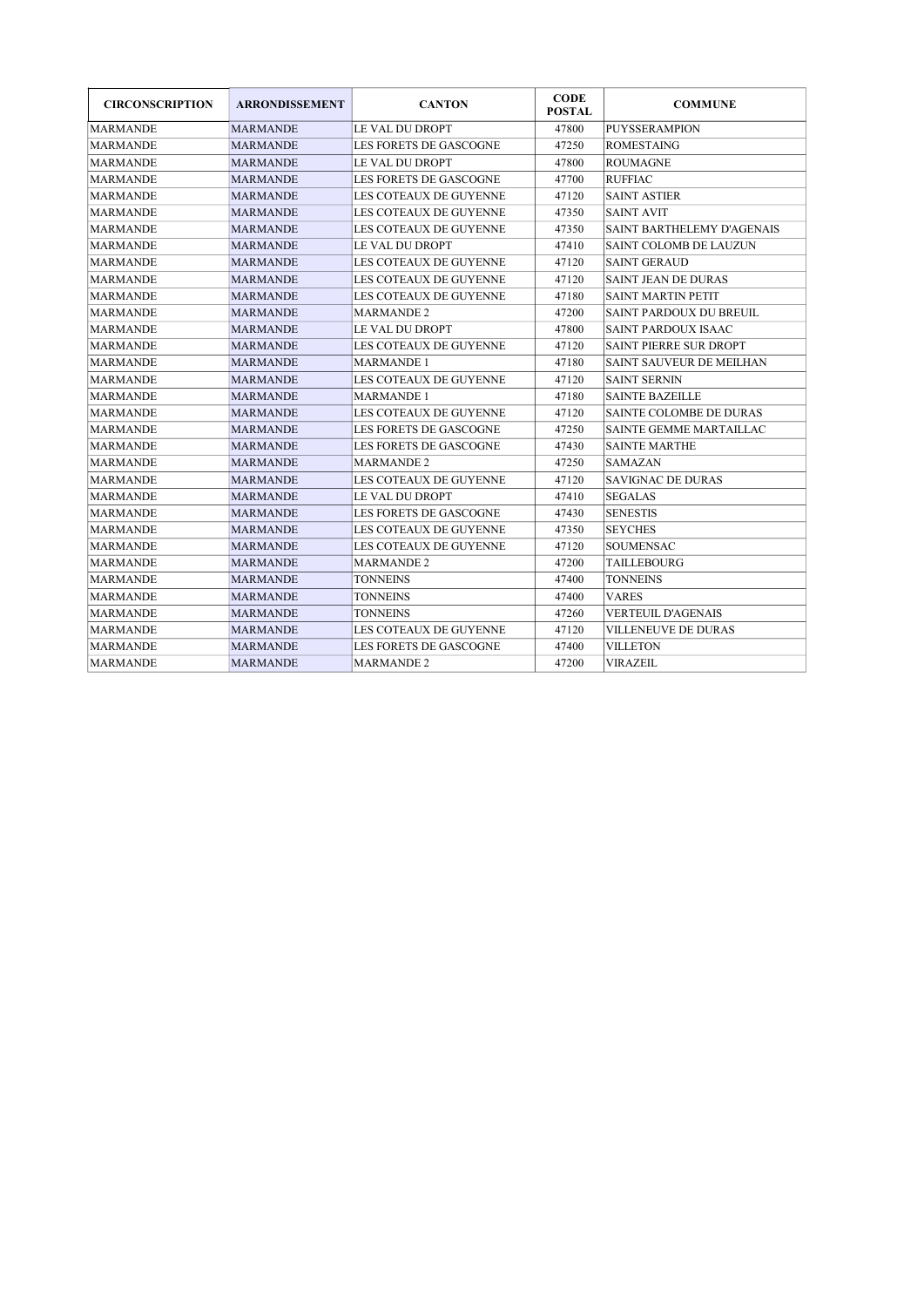| CIRCONSCRIPTION | ARRONDISSEMENT | CANTON | CODE POSTAL | COMMUNE |
|---|---|---|---|---|
| MARMANDE | MARMANDE | LE VAL DU DROPT | 47800 | PUYSSERAMPION |
| MARMANDE | MARMANDE | LES FORETS DE GASCOGNE | 47250 | ROMESTAING |
| MARMANDE | MARMANDE | LE VAL DU DROPT | 47800 | ROUMAGNE |
| MARMANDE | MARMANDE | LES FORETS DE GASCOGNE | 47700 | RUFFIAC |
| MARMANDE | MARMANDE | LES COTEAUX DE GUYENNE | 47120 | SAINT ASTIER |
| MARMANDE | MARMANDE | LES COTEAUX DE GUYENNE | 47350 | SAINT AVIT |
| MARMANDE | MARMANDE | LES COTEAUX DE GUYENNE | 47350 | SAINT BARTHELEMY D'AGENAIS |
| MARMANDE | MARMANDE | LE VAL DU DROPT | 47410 | SAINT COLOMB DE LAUZUN |
| MARMANDE | MARMANDE | LES COTEAUX DE GUYENNE | 47120 | SAINT GERAUD |
| MARMANDE | MARMANDE | LES COTEAUX DE GUYENNE | 47120 | SAINT JEAN DE DURAS |
| MARMANDE | MARMANDE | LES COTEAUX DE GUYENNE | 47180 | SAINT MARTIN PETIT |
| MARMANDE | MARMANDE | MARMANDE 2 | 47200 | SAINT PARDOUX DU BREUIL |
| MARMANDE | MARMANDE | LE VAL DU DROPT | 47800 | SAINT PARDOUX ISAAC |
| MARMANDE | MARMANDE | LES COTEAUX DE GUYENNE | 47120 | SAINT PIERRE SUR DROPT |
| MARMANDE | MARMANDE | MARMANDE 1 | 47180 | SAINT SAUVEUR DE MEILHAN |
| MARMANDE | MARMANDE | LES COTEAUX DE GUYENNE | 47120 | SAINT SERNIN |
| MARMANDE | MARMANDE | MARMANDE 1 | 47180 | SAINTE BAZEILLE |
| MARMANDE | MARMANDE | LES COTEAUX DE GUYENNE | 47120 | SAINTE COLOMBE DE DURAS |
| MARMANDE | MARMANDE | LES FORETS DE GASCOGNE | 47250 | SAINTE GEMME MARTAILLAC |
| MARMANDE | MARMANDE | LES FORETS DE GASCOGNE | 47430 | SAINTE MARTHE |
| MARMANDE | MARMANDE | MARMANDE 2 | 47250 | SAMAZAN |
| MARMANDE | MARMANDE | LES COTEAUX DE GUYENNE | 47120 | SAVIGNAC DE DURAS |
| MARMANDE | MARMANDE | LE VAL DU DROPT | 47410 | SEGALAS |
| MARMANDE | MARMANDE | LES FORETS DE GASCOGNE | 47430 | SENESTIS |
| MARMANDE | MARMANDE | LES COTEAUX DE GUYENNE | 47350 | SEYCHES |
| MARMANDE | MARMANDE | LES COTEAUX DE GUYENNE | 47120 | SOUMENSAC |
| MARMANDE | MARMANDE | MARMANDE 2 | 47200 | TAILLEBOURG |
| MARMANDE | MARMANDE | TONNEINS | 47400 | TONNEINS |
| MARMANDE | MARMANDE | TONNEINS | 47400 | VARES |
| MARMANDE | MARMANDE | TONNEINS | 47260 | VERTEUIL D'AGENAIS |
| MARMANDE | MARMANDE | LES COTEAUX DE GUYENNE | 47120 | VILLENEUVE DE DURAS |
| MARMANDE | MARMANDE | LES FORETS DE GASCOGNE | 47400 | VILLETON |
| MARMANDE | MARMANDE | MARMANDE 2 | 47200 | VIRAZEIL |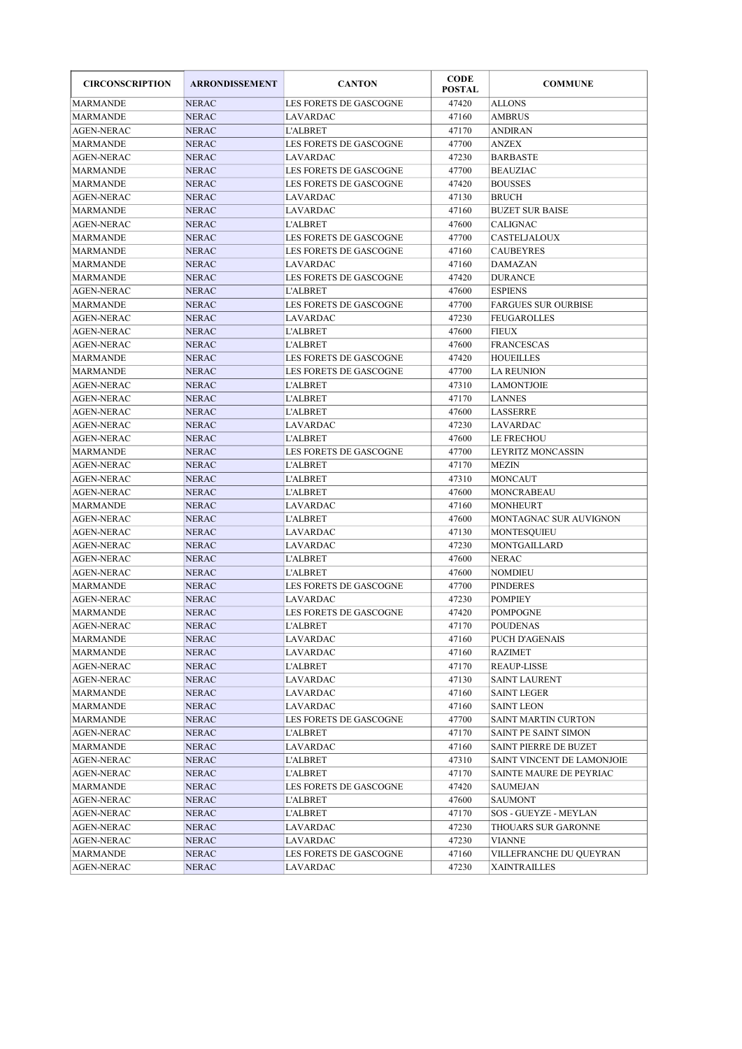| CIRCONSCRIPTION | ARRONDISSEMENT | CANTON | CODE POSTAL | COMMUNE |
|---|---|---|---|---|
| MARMANDE | NERAC | LES FORETS DE GASCOGNE | 47420 | ALLONS |
| MARMANDE | NERAC | LAVARDAC | 47160 | AMBRUS |
| AGEN-NERAC | NERAC | L'ALBRET | 47170 | ANDIRAN |
| MARMANDE | NERAC | LES FORETS DE GASCOGNE | 47700 | ANZEX |
| AGEN-NERAC | NERAC | LAVARDAC | 47230 | BARBASTE |
| MARMANDE | NERAC | LES FORETS DE GASCOGNE | 47700 | BEAUZIAC |
| MARMANDE | NERAC | LES FORETS DE GASCOGNE | 47420 | BOUSSES |
| AGEN-NERAC | NERAC | LAVARDAC | 47130 | BRUCH |
| MARMANDE | NERAC | LAVARDAC | 47160 | BUZET SUR BAISE |
| AGEN-NERAC | NERAC | L'ALBRET | 47600 | CALIGNAC |
| MARMANDE | NERAC | LES FORETS DE GASCOGNE | 47700 | CASTELJALOUX |
| MARMANDE | NERAC | LES FORETS DE GASCOGNE | 47160 | CAUBEYRES |
| MARMANDE | NERAC | LAVARDAC | 47160 | DAMAZAN |
| MARMANDE | NERAC | LES FORETS DE GASCOGNE | 47420 | DURANCE |
| AGEN-NERAC | NERAC | L'ALBRET | 47600 | ESPIENS |
| MARMANDE | NERAC | LES FORETS DE GASCOGNE | 47700 | FARGUES SUR OURBISE |
| AGEN-NERAC | NERAC | LAVARDAC | 47230 | FEUGAROLLES |
| AGEN-NERAC | NERAC | L'ALBRET | 47600 | FIEUX |
| AGEN-NERAC | NERAC | L'ALBRET | 47600 | FRANCESCAS |
| MARMANDE | NERAC | LES FORETS DE GASCOGNE | 47420 | HOUEILLES |
| MARMANDE | NERAC | LES FORETS DE GASCOGNE | 47700 | LA REUNION |
| AGEN-NERAC | NERAC | L'ALBRET | 47310 | LAMONTJOIE |
| AGEN-NERAC | NERAC | L'ALBRET | 47170 | LANNES |
| AGEN-NERAC | NERAC | L'ALBRET | 47600 | LASSERRE |
| AGEN-NERAC | NERAC | LAVARDAC | 47230 | LAVARDAC |
| AGEN-NERAC | NERAC | L'ALBRET | 47600 | LE FRECHOU |
| MARMANDE | NERAC | LES FORETS DE GASCOGNE | 47700 | LEYRITZ MONCASSIN |
| AGEN-NERAC | NERAC | L'ALBRET | 47170 | MEZIN |
| AGEN-NERAC | NERAC | L'ALBRET | 47310 | MONCAUT |
| AGEN-NERAC | NERAC | L'ALBRET | 47600 | MONCRABEAU |
| MARMANDE | NERAC | LAVARDAC | 47160 | MONHEURT |
| AGEN-NERAC | NERAC | L'ALBRET | 47600 | MONTAGNAC SUR AUVIGNON |
| AGEN-NERAC | NERAC | LAVARDAC | 47130 | MONTESQUIEU |
| AGEN-NERAC | NERAC | LAVARDAC | 47230 | MONTGAILLARD |
| AGEN-NERAC | NERAC | L'ALBRET | 47600 | NERAC |
| AGEN-NERAC | NERAC | L'ALBRET | 47600 | NOMDIEU |
| MARMANDE | NERAC | LES FORETS DE GASCOGNE | 47700 | PINDERES |
| AGEN-NERAC | NERAC | LAVARDAC | 47230 | POMPIEY |
| MARMANDE | NERAC | LES FORETS DE GASCOGNE | 47420 | POMPOGNE |
| AGEN-NERAC | NERAC | L'ALBRET | 47170 | POUDENAS |
| MARMANDE | NERAC | LAVARDAC | 47160 | PUCH D'AGENAIS |
| MARMANDE | NERAC | LAVARDAC | 47160 | RAZIMET |
| AGEN-NERAC | NERAC | L'ALBRET | 47170 | REAUP-LISSE |
| AGEN-NERAC | NERAC | LAVARDAC | 47130 | SAINT LAURENT |
| MARMANDE | NERAC | LAVARDAC | 47160 | SAINT LEGER |
| MARMANDE | NERAC | LAVARDAC | 47160 | SAINT LEON |
| MARMANDE | NERAC | LES FORETS DE GASCOGNE | 47700 | SAINT MARTIN CURTON |
| AGEN-NERAC | NERAC | L'ALBRET | 47170 | SAINT PE SAINT SIMON |
| MARMANDE | NERAC | LAVARDAC | 47160 | SAINT PIERRE DE BUZET |
| AGEN-NERAC | NERAC | L'ALBRET | 47310 | SAINT VINCENT DE LAMONJOIE |
| AGEN-NERAC | NERAC | L'ALBRET | 47170 | SAINTE MAURE DE PEYRIAC |
| MARMANDE | NERAC | LES FORETS DE GASCOGNE | 47420 | SAUMEJAN |
| AGEN-NERAC | NERAC | L'ALBRET | 47600 | SAUMONT |
| AGEN-NERAC | NERAC | L'ALBRET | 47170 | SOS - GUEYZE - MEYLAN |
| AGEN-NERAC | NERAC | LAVARDAC | 47230 | THOUARS SUR GARONNE |
| AGEN-NERAC | NERAC | LAVARDAC | 47230 | VIANNE |
| MARMANDE | NERAC | LES FORETS DE GASCOGNE | 47160 | VILLEFRANCHE DU QUEYRAN |
| AGEN-NERAC | NERAC | LAVARDAC | 47230 | XAINTRAILLES |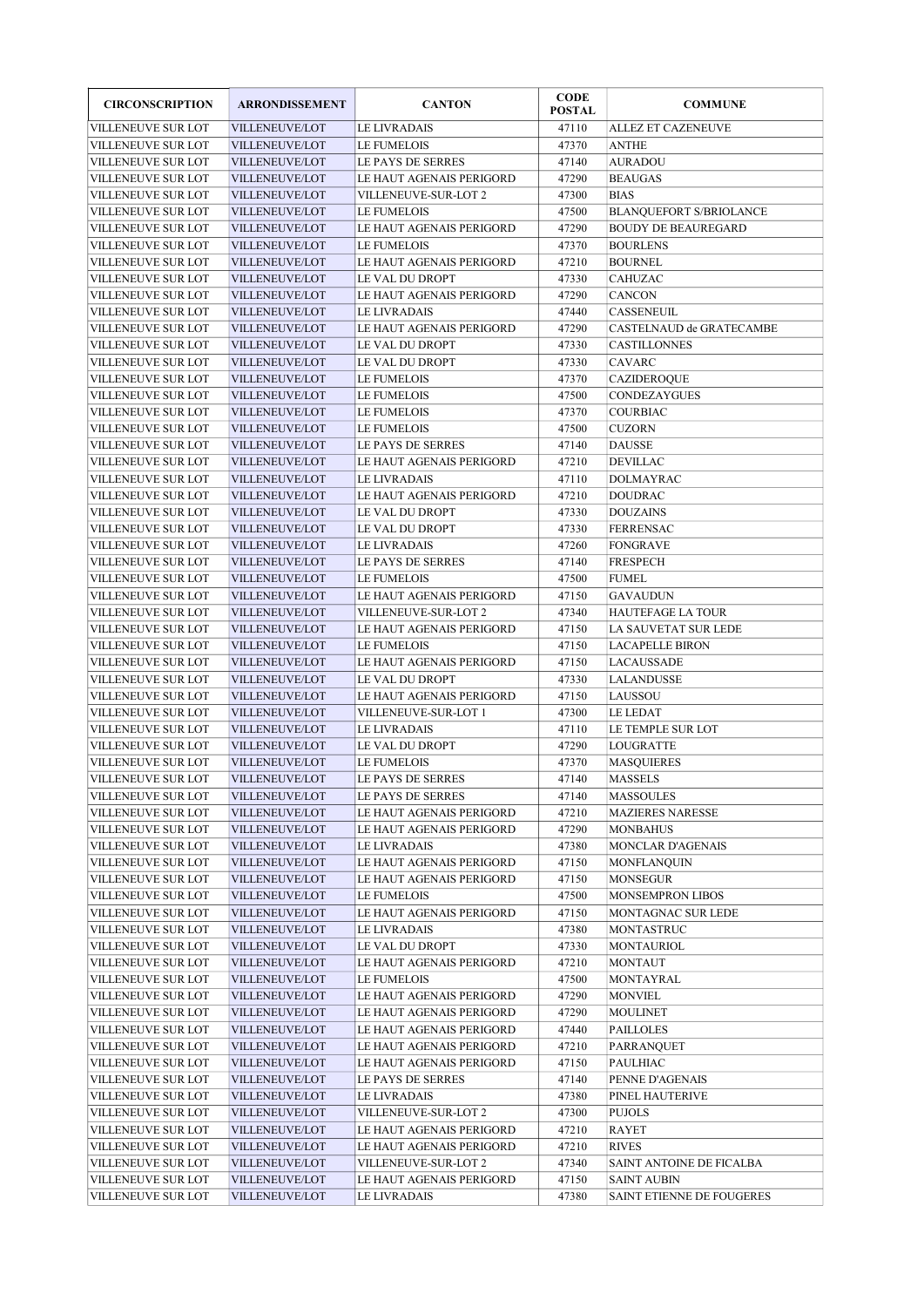| CIRCONSCRIPTION | ARRONDISSEMENT | CANTON | CODE POSTAL | COMMUNE |
|---|---|---|---|---|
| VILLENEUVE SUR LOT | VILLENEUVE/LOT | LE LIVRADAIS | 47110 | ALLEZ ET CAZENEUVE |
| VILLENEUVE SUR LOT | VILLENEUVE/LOT | LE FUMELOIS | 47370 | ANTHE |
| VILLENEUVE SUR LOT | VILLENEUVE/LOT | LE PAYS DE SERRES | 47140 | AURADOU |
| VILLENEUVE SUR LOT | VILLENEUVE/LOT | LE HAUT AGENAIS PERIGORD | 47290 | BEAUGAS |
| VILLENEUVE SUR LOT | VILLENEUVE/LOT | VILLENEUVE-SUR-LOT 2 | 47300 | BIAS |
| VILLENEUVE SUR LOT | VILLENEUVE/LOT | LE FUMELOIS | 47500 | BLANQUEFORT S/BRIOLANCE |
| VILLENEUVE SUR LOT | VILLENEUVE/LOT | LE HAUT AGENAIS PERIGORD | 47290 | BOUDY DE BEAUREGARD |
| VILLENEUVE SUR LOT | VILLENEUVE/LOT | LE FUMELOIS | 47370 | BOURLENS |
| VILLENEUVE SUR LOT | VILLENEUVE/LOT | LE HAUT AGENAIS PERIGORD | 47210 | BOURNEL |
| VILLENEUVE SUR LOT | VILLENEUVE/LOT | LE VAL DU DROPT | 47330 | CAHUZAC |
| VILLENEUVE SUR LOT | VILLENEUVE/LOT | LE HAUT AGENAIS PERIGORD | 47290 | CANCON |
| VILLENEUVE SUR LOT | VILLENEUVE/LOT | LE LIVRADAIS | 47440 | CASSENEUIL |
| VILLENEUVE SUR LOT | VILLENEUVE/LOT | LE HAUT AGENAIS PERIGORD | 47290 | CASTELNAUD de GRATECAMBE |
| VILLENEUVE SUR LOT | VILLENEUVE/LOT | LE VAL DU DROPT | 47330 | CASTILLONNES |
| VILLENEUVE SUR LOT | VILLENEUVE/LOT | LE VAL DU DROPT | 47330 | CAVARC |
| VILLENEUVE SUR LOT | VILLENEUVE/LOT | LE FUMELOIS | 47370 | CAZIDEROQUE |
| VILLENEUVE SUR LOT | VILLENEUVE/LOT | LE FUMELOIS | 47500 | CONDEZAYGUES |
| VILLENEUVE SUR LOT | VILLENEUVE/LOT | LE FUMELOIS | 47370 | COURBIAC |
| VILLENEUVE SUR LOT | VILLENEUVE/LOT | LE FUMELOIS | 47500 | CUZORN |
| VILLENEUVE SUR LOT | VILLENEUVE/LOT | LE PAYS DE SERRES | 47140 | DAUSSE |
| VILLENEUVE SUR LOT | VILLENEUVE/LOT | LE HAUT AGENAIS PERIGORD | 47210 | DEVILLAC |
| VILLENEUVE SUR LOT | VILLENEUVE/LOT | LE LIVRADAIS | 47110 | DOLMAYRAC |
| VILLENEUVE SUR LOT | VILLENEUVE/LOT | LE HAUT AGENAIS PERIGORD | 47210 | DOUDRAC |
| VILLENEUVE SUR LOT | VILLENEUVE/LOT | LE VAL DU DROPT | 47330 | DOUZAINS |
| VILLENEUVE SUR LOT | VILLENEUVE/LOT | LE VAL DU DROPT | 47330 | FERRENSAC |
| VILLENEUVE SUR LOT | VILLENEUVE/LOT | LE LIVRADAIS | 47260 | FONGRAVE |
| VILLENEUVE SUR LOT | VILLENEUVE/LOT | LE PAYS DE SERRES | 47140 | FRESPECH |
| VILLENEUVE SUR LOT | VILLENEUVE/LOT | LE FUMELOIS | 47500 | FUMEL |
| VILLENEUVE SUR LOT | VILLENEUVE/LOT | LE HAUT AGENAIS PERIGORD | 47150 | GAVAUDUN |
| VILLENEUVE SUR LOT | VILLENEUVE/LOT | VILLENEUVE-SUR-LOT 2 | 47340 | HAUTEFAGE LA TOUR |
| VILLENEUVE SUR LOT | VILLENEUVE/LOT | LE HAUT AGENAIS PERIGORD | 47150 | LA SAUVETAT SUR LEDE |
| VILLENEUVE SUR LOT | VILLENEUVE/LOT | LE FUMELOIS | 47150 | LACAPELLE BIRON |
| VILLENEUVE SUR LOT | VILLENEUVE/LOT | LE HAUT AGENAIS PERIGORD | 47150 | LACAUSSADE |
| VILLENEUVE SUR LOT | VILLENEUVE/LOT | LE VAL DU DROPT | 47330 | LALANDUSSE |
| VILLENEUVE SUR LOT | VILLENEUVE/LOT | LE HAUT AGENAIS PERIGORD | 47150 | LAUSSOU |
| VILLENEUVE SUR LOT | VILLENEUVE/LOT | VILLENEUVE-SUR-LOT 1 | 47300 | LE LEDAT |
| VILLENEUVE SUR LOT | VILLENEUVE/LOT | LE LIVRADAIS | 47110 | LE TEMPLE SUR LOT |
| VILLENEUVE SUR LOT | VILLENEUVE/LOT | LE VAL DU DROPT | 47290 | LOUGRATTE |
| VILLENEUVE SUR LOT | VILLENEUVE/LOT | LE FUMELOIS | 47370 | MASQUIERES |
| VILLENEUVE SUR LOT | VILLENEUVE/LOT | LE PAYS DE SERRES | 47140 | MASSELS |
| VILLENEUVE SUR LOT | VILLENEUVE/LOT | LE PAYS DE SERRES | 47140 | MASSOULES |
| VILLENEUVE SUR LOT | VILLENEUVE/LOT | LE HAUT AGENAIS PERIGORD | 47210 | MAZIERES NARESSE |
| VILLENEUVE SUR LOT | VILLENEUVE/LOT | LE HAUT AGENAIS PERIGORD | 47290 | MONBAHUS |
| VILLENEUVE SUR LOT | VILLENEUVE/LOT | LE LIVRADAIS | 47380 | MONCLAR D'AGENAIS |
| VILLENEUVE SUR LOT | VILLENEUVE/LOT | LE HAUT AGENAIS PERIGORD | 47150 | MONFLANQUIN |
| VILLENEUVE SUR LOT | VILLENEUVE/LOT | LE HAUT AGENAIS PERIGORD | 47150 | MONSEGUR |
| VILLENEUVE SUR LOT | VILLENEUVE/LOT | LE FUMELOIS | 47500 | MONSEMPRON LIBOS |
| VILLENEUVE SUR LOT | VILLENEUVE/LOT | LE HAUT AGENAIS PERIGORD | 47150 | MONTAGNAC SUR LEDE |
| VILLENEUVE SUR LOT | VILLENEUVE/LOT | LE LIVRADAIS | 47380 | MONTASTRUC |
| VILLENEUVE SUR LOT | VILLENEUVE/LOT | LE VAL DU DROPT | 47330 | MONTAURIOL |
| VILLENEUVE SUR LOT | VILLENEUVE/LOT | LE HAUT AGENAIS PERIGORD | 47210 | MONTAUT |
| VILLENEUVE SUR LOT | VILLENEUVE/LOT | LE FUMELOIS | 47500 | MONTAYRAL |
| VILLENEUVE SUR LOT | VILLENEUVE/LOT | LE HAUT AGENAIS PERIGORD | 47290 | MONVIEL |
| VILLENEUVE SUR LOT | VILLENEUVE/LOT | LE HAUT AGENAIS PERIGORD | 47290 | MOULINET |
| VILLENEUVE SUR LOT | VILLENEUVE/LOT | LE HAUT AGENAIS PERIGORD | 47440 | PAILLOLES |
| VILLENEUVE SUR LOT | VILLENEUVE/LOT | LE HAUT AGENAIS PERIGORD | 47210 | PARRANQUET |
| VILLENEUVE SUR LOT | VILLENEUVE/LOT | LE HAUT AGENAIS PERIGORD | 47150 | PAULHIAC |
| VILLENEUVE SUR LOT | VILLENEUVE/LOT | LE PAYS DE SERRES | 47140 | PENNE D'AGENAIS |
| VILLENEUVE SUR LOT | VILLENEUVE/LOT | LE LIVRADAIS | 47380 | PINEL HAUTERIVE |
| VILLENEUVE SUR LOT | VILLENEUVE/LOT | VILLENEUVE-SUR-LOT 2 | 47300 | PUJOLS |
| VILLENEUVE SUR LOT | VILLENEUVE/LOT | LE HAUT AGENAIS PERIGORD | 47210 | RAYET |
| VILLENEUVE SUR LOT | VILLENEUVE/LOT | LE HAUT AGENAIS PERIGORD | 47210 | RIVES |
| VILLENEUVE SUR LOT | VILLENEUVE/LOT | VILLENEUVE-SUR-LOT 2 | 47340 | SAINT ANTOINE DE FICALBA |
| VILLENEUVE SUR LOT | VILLENEUVE/LOT | LE HAUT AGENAIS PERIGORD | 47150 | SAINT AUBIN |
| VILLENEUVE SUR LOT | VILLENEUVE/LOT | LE LIVRADAIS | 47380 | SAINT ETIENNE DE FOUGERES |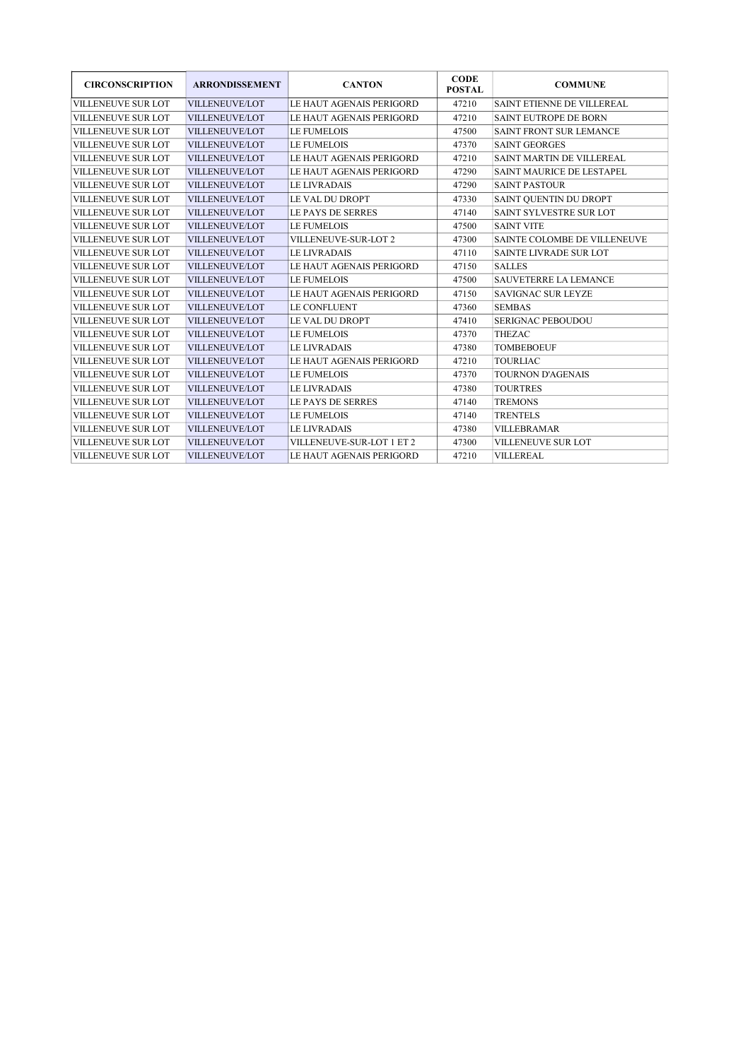| CIRCONSCRIPTION | ARRONDISSEMENT | CANTON | CODE POSTAL | COMMUNE |
|---|---|---|---|---|
| VILLENEUVE SUR LOT | VILLENEUVE/LOT | LE HAUT AGENAIS PERIGORD | 47210 | SAINT ETIENNE DE VILLEREAL |
| VILLENEUVE SUR LOT | VILLENEUVE/LOT | LE HAUT AGENAIS PERIGORD | 47210 | SAINT EUTROPE DE BORN |
| VILLENEUVE SUR LOT | VILLENEUVE/LOT | LE FUMELOIS | 47500 | SAINT FRONT SUR LEMANCE |
| VILLENEUVE SUR LOT | VILLENEUVE/LOT | LE FUMELOIS | 47370 | SAINT GEORGES |
| VILLENEUVE SUR LOT | VILLENEUVE/LOT | LE HAUT AGENAIS PERIGORD | 47210 | SAINT MARTIN DE VILLEREAL |
| VILLENEUVE SUR LOT | VILLENEUVE/LOT | LE HAUT AGENAIS PERIGORD | 47290 | SAINT MAURICE DE LESTAPEL |
| VILLENEUVE SUR LOT | VILLENEUVE/LOT | LE LIVRADAIS | 47290 | SAINT PASTOUR |
| VILLENEUVE SUR LOT | VILLENEUVE/LOT | LE VAL DU DROPT | 47330 | SAINT QUENTIN DU DROPT |
| VILLENEUVE SUR LOT | VILLENEUVE/LOT | LE PAYS DE SERRES | 47140 | SAINT SYLVESTRE SUR LOT |
| VILLENEUVE SUR LOT | VILLENEUVE/LOT | LE FUMELOIS | 47500 | SAINT VITE |
| VILLENEUVE SUR LOT | VILLENEUVE/LOT | VILLENEUVE-SUR-LOT 2 | 47300 | SAINTE COLOMBE DE VILLENEUVE |
| VILLENEUVE SUR LOT | VILLENEUVE/LOT | LE LIVRADAIS | 47110 | SAINTE LIVRADE SUR LOT |
| VILLENEUVE SUR LOT | VILLENEUVE/LOT | LE HAUT AGENAIS PERIGORD | 47150 | SALLES |
| VILLENEUVE SUR LOT | VILLENEUVE/LOT | LE FUMELOIS | 47500 | SAUVETERRE LA LEMANCE |
| VILLENEUVE SUR LOT | VILLENEUVE/LOT | LE HAUT AGENAIS PERIGORD | 47150 | SAVIGNAC SUR LEYZE |
| VILLENEUVE SUR LOT | VILLENEUVE/LOT | LE CONFLUENT | 47360 | SEMBAS |
| VILLENEUVE SUR LOT | VILLENEUVE/LOT | LE VAL DU DROPT | 47410 | SERIGNAC PEBOUDOU |
| VILLENEUVE SUR LOT | VILLENEUVE/LOT | LE FUMELOIS | 47370 | THEZAC |
| VILLENEUVE SUR LOT | VILLENEUVE/LOT | LE LIVRADAIS | 47380 | TOMBEBOEUF |
| VILLENEUVE SUR LOT | VILLENEUVE/LOT | LE HAUT AGENAIS PERIGORD | 47210 | TOURLIAC |
| VILLENEUVE SUR LOT | VILLENEUVE/LOT | LE FUMELOIS | 47370 | TOURNON D'AGENAIS |
| VILLENEUVE SUR LOT | VILLENEUVE/LOT | LE LIVRADAIS | 47380 | TOURTRES |
| VILLENEUVE SUR LOT | VILLENEUVE/LOT | LE PAYS DE SERRES | 47140 | TREMONS |
| VILLENEUVE SUR LOT | VILLENEUVE/LOT | LE FUMELOIS | 47140 | TRENTELS |
| VILLENEUVE SUR LOT | VILLENEUVE/LOT | LE LIVRADAIS | 47380 | VILLEBRAMAR |
| VILLENEUVE SUR LOT | VILLENEUVE/LOT | VILLENEUVE-SUR-LOT 1 ET 2 | 47300 | VILLENEUVE SUR LOT |
| VILLENEUVE SUR LOT | VILLENEUVE/LOT | LE HAUT AGENAIS PERIGORD | 47210 | VILLEREAL |